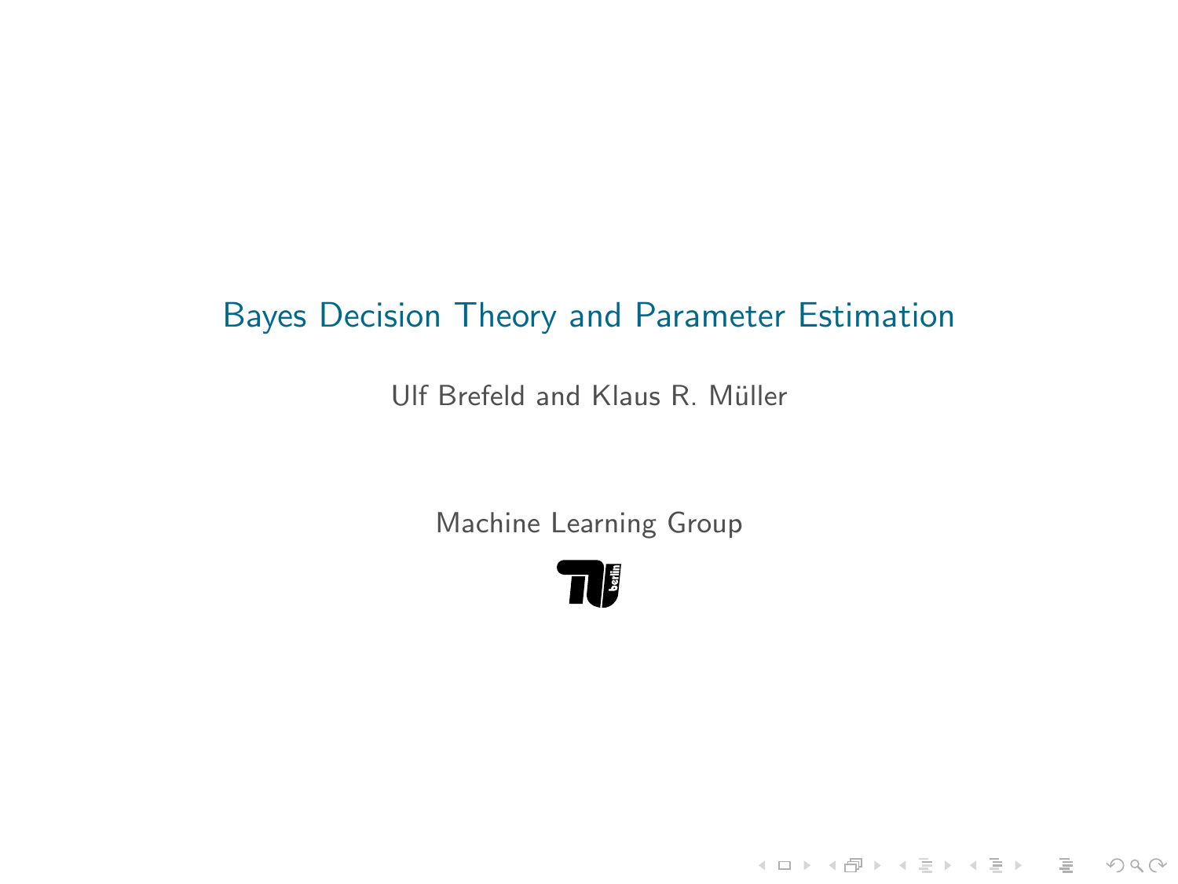# Bayes Decision Theory and Parameter Estimation

Ulf Brefeld and Klaus R. Müller

Machine Learning Group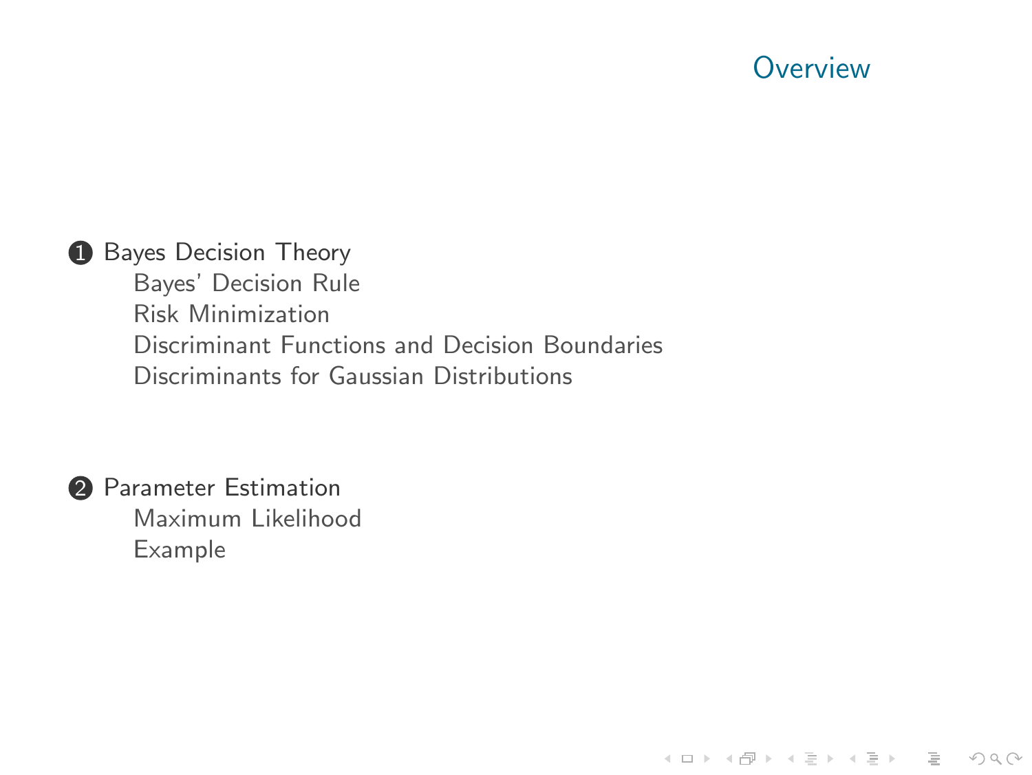# Overview

1. Bayes Decision Theory
   - Bayes' Decision Rule
   - Risk Minimization
   - Discriminant Functions and Decision Boundaries
   - Discriminants for Gaussian Distributions

2. Parameter Estimation
   - Maximum Likelihood
   - Example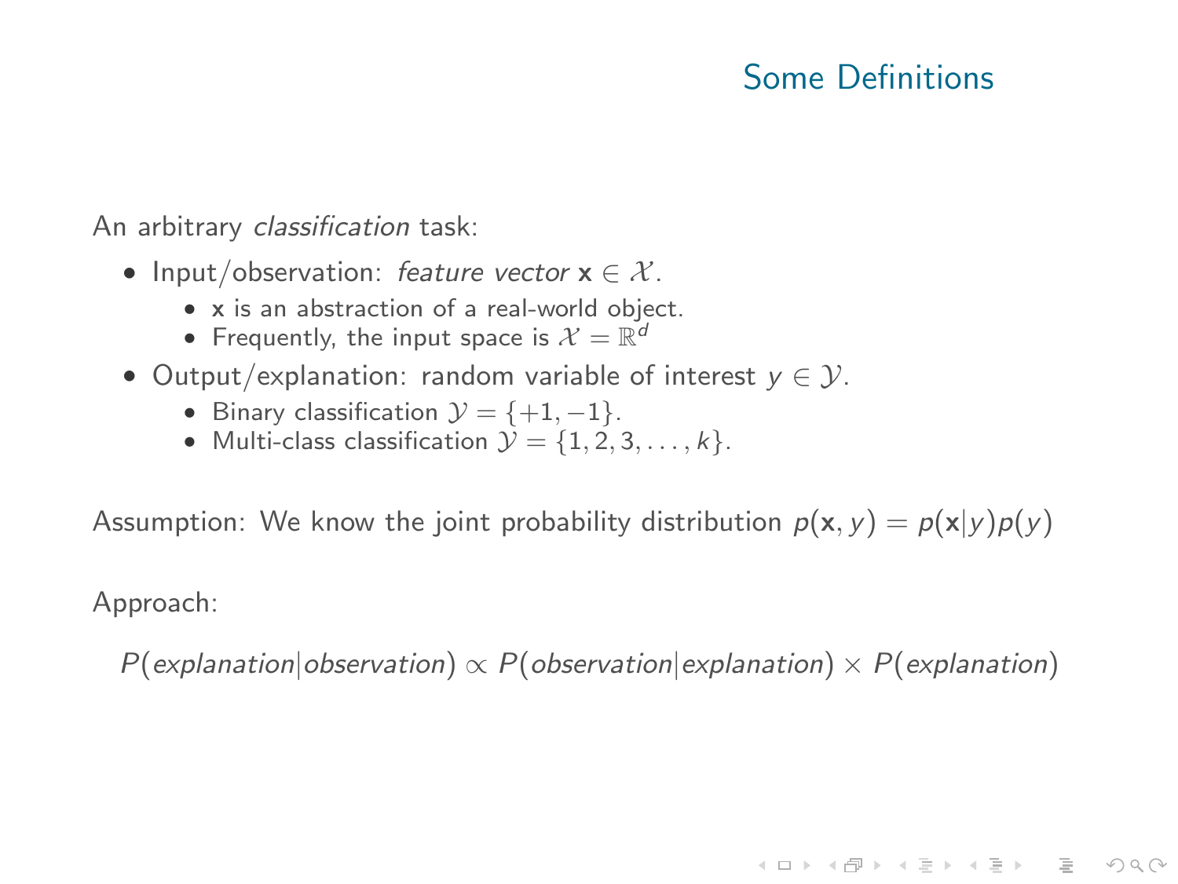## Some Definitions

An arbitrary *classification* task:

- Input/observation: *feature vector* $\mathbf{x} \in \mathcal{X}$.
  - $\mathbf{x}$ is an abstraction of a real-world object.
  - Frequently, the input space is $\mathcal{X} = \mathbb{R}^d$
- Output/explanation: random variable of interest $y \in \mathcal{Y}$.
  - Binary classification $\mathcal{Y} = \{+1, -1\}$.
  - Multi-class classification $\mathcal{Y} = \{1, 2, 3, \ldots, k\}$.

Assumption: We know the joint probability distribution $p(\mathbf{x}, y) = p(\mathbf{x}|y)p(y)$

Approach:

$$P(\textit{explanation}|\textit{observation}) \propto P(\textit{observation}|\textit{explanation}) \times P(\textit{explanation})$$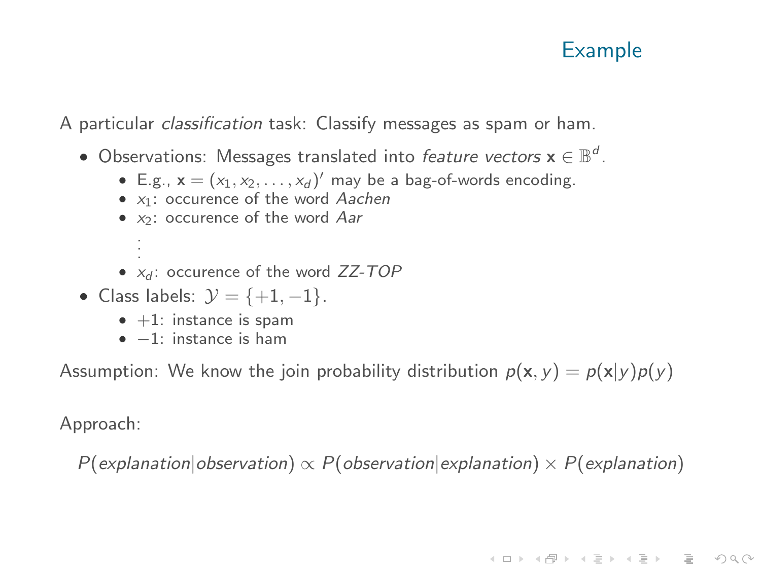# Example

A particular *classification* task: Classify messages as spam or ham.

- Observations: Messages translated into *feature vectors* $\mathbf{x} \in \mathbb{B}^d$.
  - E.g., $\mathbf{x} = (x_1, x_2, \ldots, x_d)'$ may be a bag-of-words encoding.
  - $x_1$: occurence of the word *Aachen*
  - $x_2$: occurence of the word *Aar*
  
    $\vdots$
  - $x_d$: occurence of the word *ZZ-TOP*
- Class labels: $\mathcal{Y} = \{+1, -1\}$.
  - $+1$: instance is spam
  - $-1$: instance is ham

Assumption: We know the join probability distribution $p(\mathbf{x}, y) = p(\mathbf{x}|y)p(y)$

Approach:

$$P(explanation|observation) \propto P(observation|explanation) \times P(explanation)$$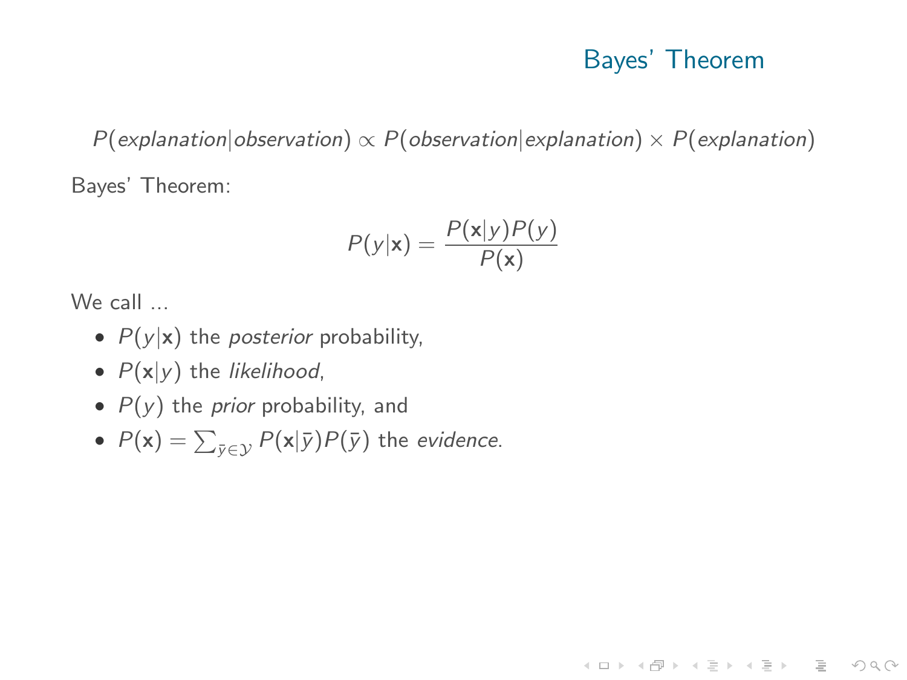## Bayes' Theorem

$$P(explanation|observation) \propto P(observation|explanation) \times P(explanation)$$

Bayes' Theorem:

$$P(y|\mathbf{x}) = \frac{P(\mathbf{x}|y)P(y)}{P(\mathbf{x})}$$

We call ...

- $P(y|\mathbf{x})$ the *posterior* probability,
- $P(\mathbf{x}|y)$ the *likelihood*,
- $P(y)$ the *prior* probability, and
- $P(\mathbf{x}) = \sum_{\bar{y} \in \mathcal{Y}} P(\mathbf{x}|\bar{y})P(\bar{y})$ the *evidence*.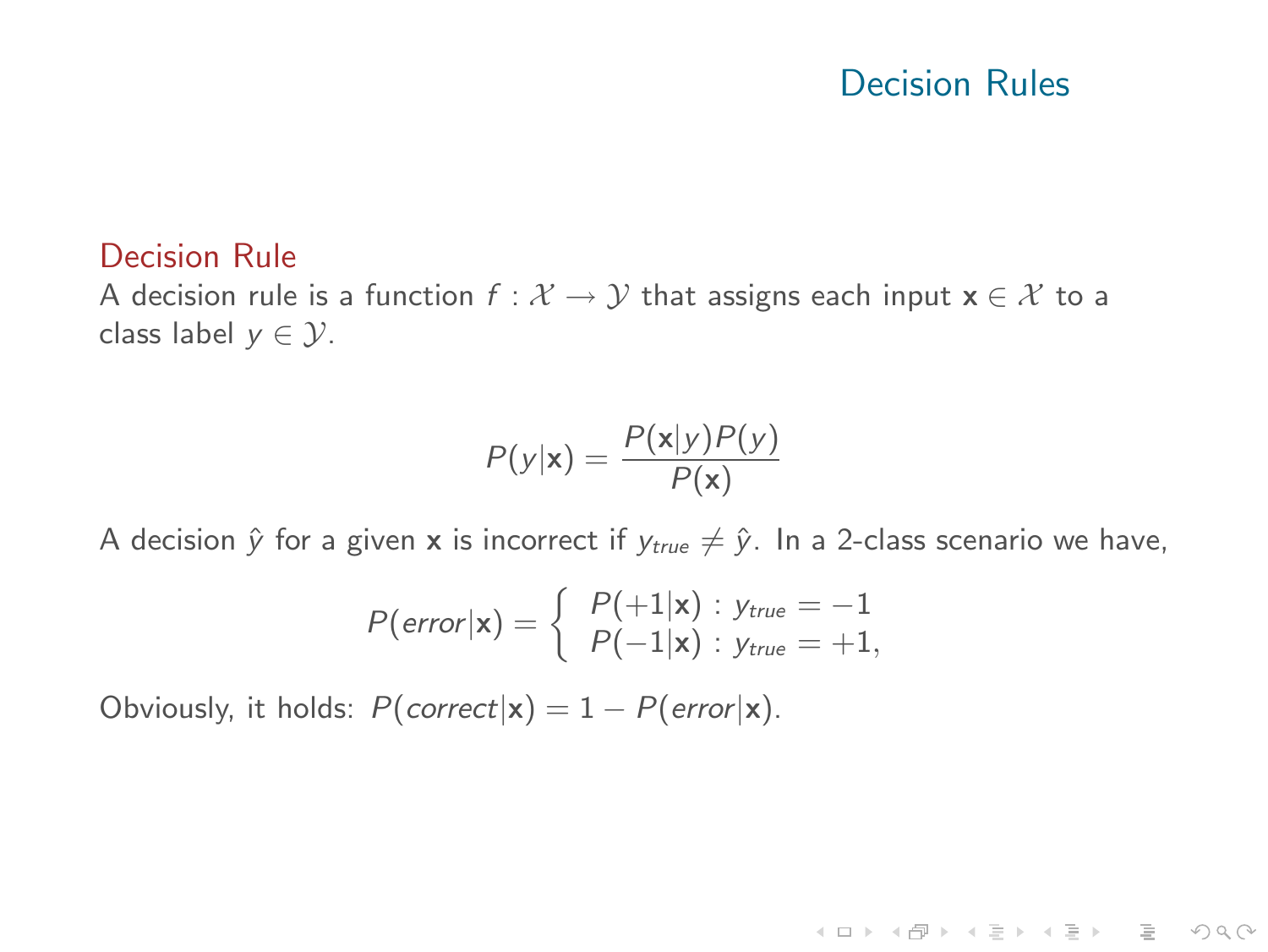# Decision Rules

## Decision Rule

A decision rule is a function $f : \mathcal{X} \rightarrow \mathcal{Y}$ that assigns each input $\mathbf{x} \in \mathcal{X}$ to a class label $y \in \mathcal{Y}$.

$$P(y|\mathbf{x}) = \frac{P(\mathbf{x}|y)P(y)}{P(\mathbf{x})}$$

A decision $\hat{y}$ for a given $\mathbf{x}$ is incorrect if $y_{true} \neq \hat{y}$. In a 2-class scenario we have,

$$P(error|\mathbf{x}) = \begin{cases} P(+1|\mathbf{x}) : y_{true} = -1 \\ P(-1|\mathbf{x}) : y_{true} = +1, \end{cases}$$

Obviously, it holds: $P(correct|\mathbf{x}) = 1 - P(error|\mathbf{x})$.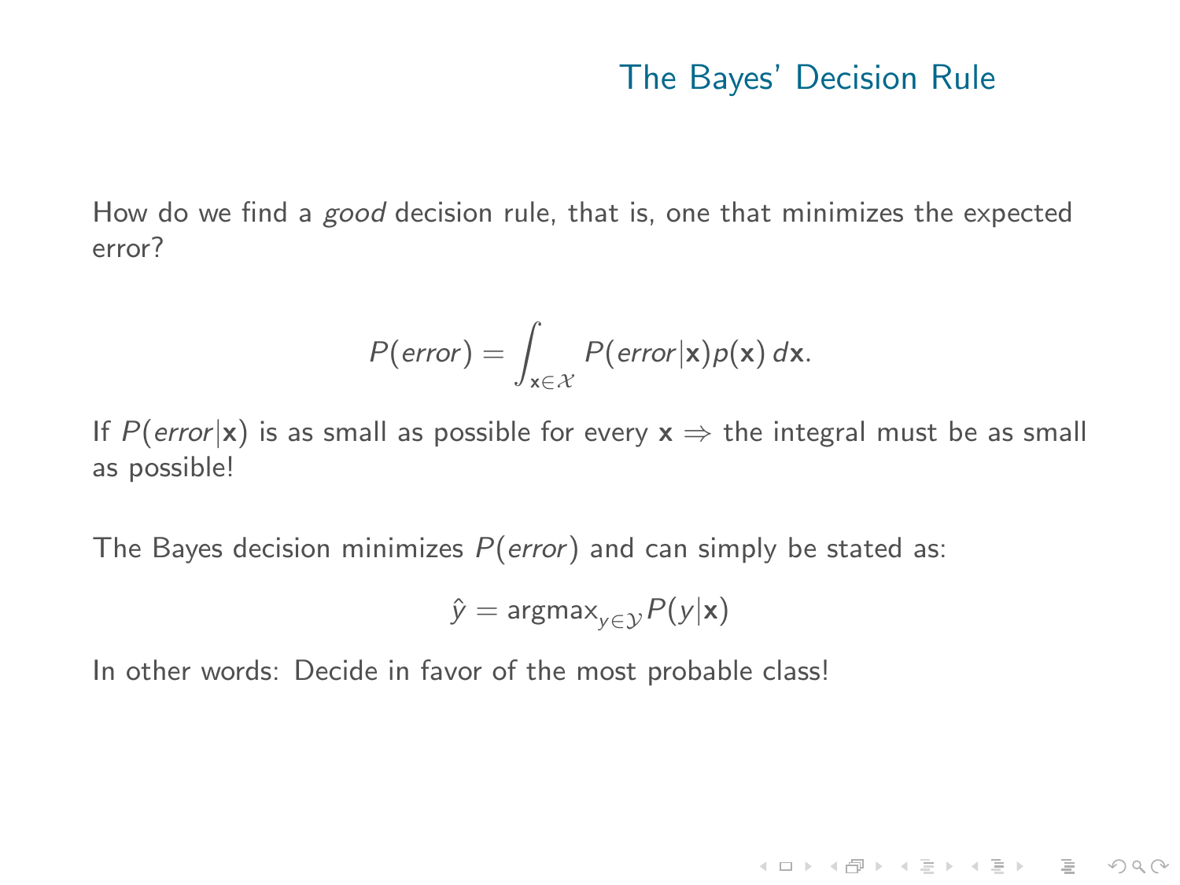# The Bayes' Decision Rule

How do we find a *good* decision rule, that is, one that minimizes the expected error?

$$P(error) = \int_{\mathbf{x} \in \mathcal{X}} P(error|\mathbf{x}) p(\mathbf{x}) \, d\mathbf{x}.$$

If $P(error|\mathbf{x})$ is as small as possible for every $\mathbf{x} \Rightarrow$ the integral must be as small as possible!

The Bayes decision minimizes $P(error)$ and can simply be stated as:

$$\hat{y} = \text{argmax}_{y \in \mathcal{Y}} P(y|\mathbf{x})$$

In other words: Decide in favor of the most probable class!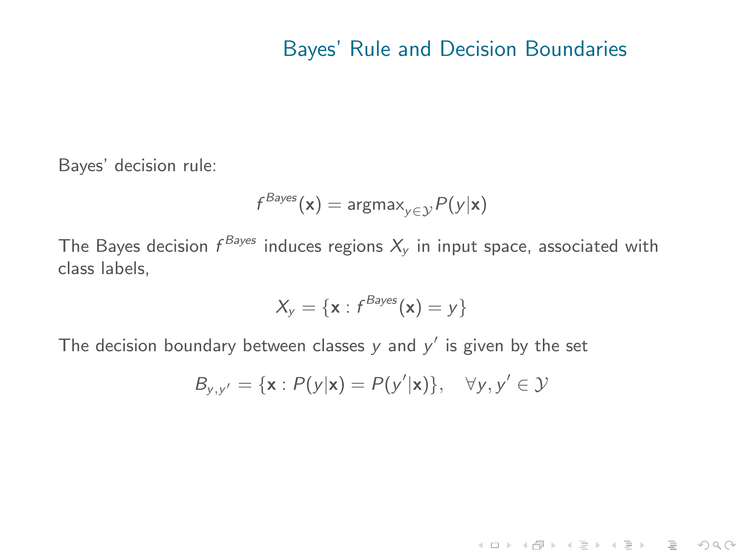# Bayes' Rule and Decision Boundaries

Bayes' decision rule:

$$f^{Bayes}(\mathbf{x}) = \text{argmax}_{y \in \mathcal{Y}} P(y|\mathbf{x})$$

The Bayes decision $f^{Bayes}$ induces regions $X_y$ in input space, associated with class labels,

$$X_y = \{\mathbf{x} : f^{Bayes}(\mathbf{x}) = y\}$$

The decision boundary between classes $y$ and $y'$ is given by the set

$$B_{y,y'} = \{\mathbf{x} : P(y|\mathbf{x}) = P(y'|\mathbf{x})\}, \quad \forall y, y' \in \mathcal{Y}$$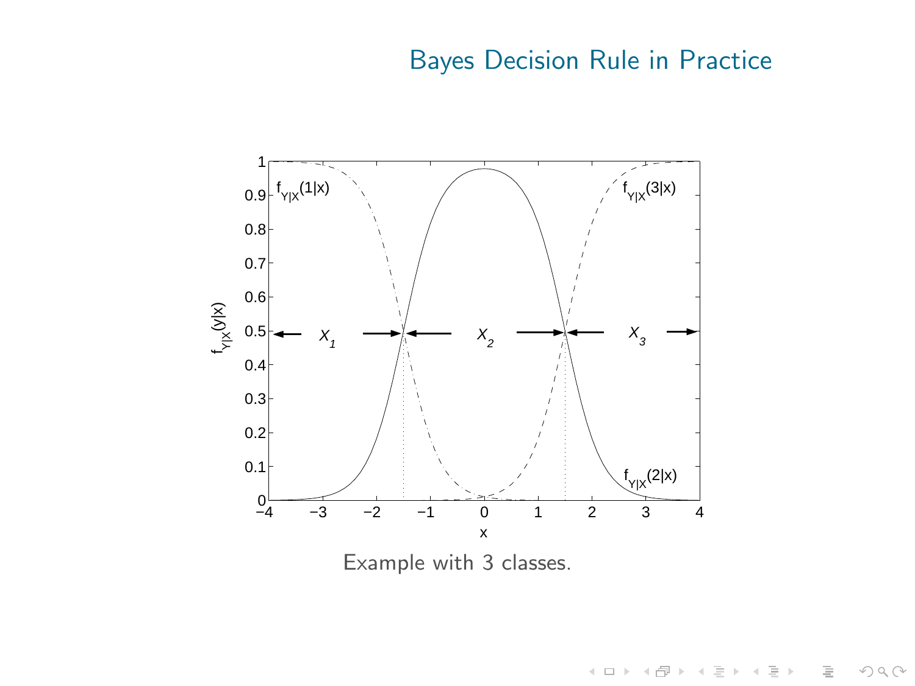# Bayes Decision Rule in Practice

Example with 3 classes.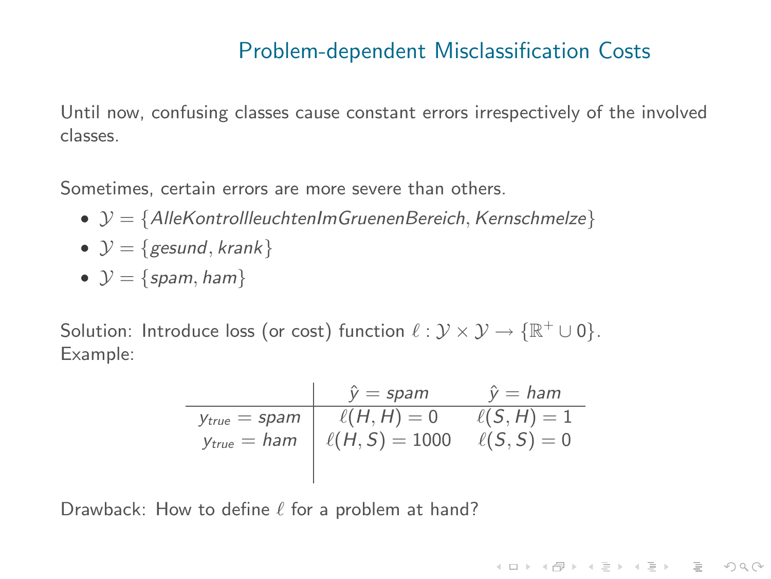# Problem-dependent Misclassification Costs

Until now, confusing classes cause constant errors irrespectively of the involved classes.

Sometimes, certain errors are more severe than others.

- $\mathcal{Y} = \{AlleKontrollleuchtenImGruenenBereich, Kernschmelze\}$
- $\mathcal{Y} = \{gesund, krank\}$
- $\mathcal{Y} = \{spam, ham\}$

Solution: Introduce loss (or cost) function $\ell : \mathcal{Y} \times \mathcal{Y} \rightarrow \{\mathbb{R}^+ \cup 0\}$.
Example:

| | $\hat{y} = spam$ | $\hat{y} = ham$ |
|---|---|---|
| $y_{true} = spam$ | $\ell(H, H) = 0$ | $\ell(S, H) = 1$ |
| $y_{true} = ham$ | $\ell(H, S) = 1000$ | $\ell(S, S) = 0$ |

Drawback: How to define $\ell$ for a problem at hand?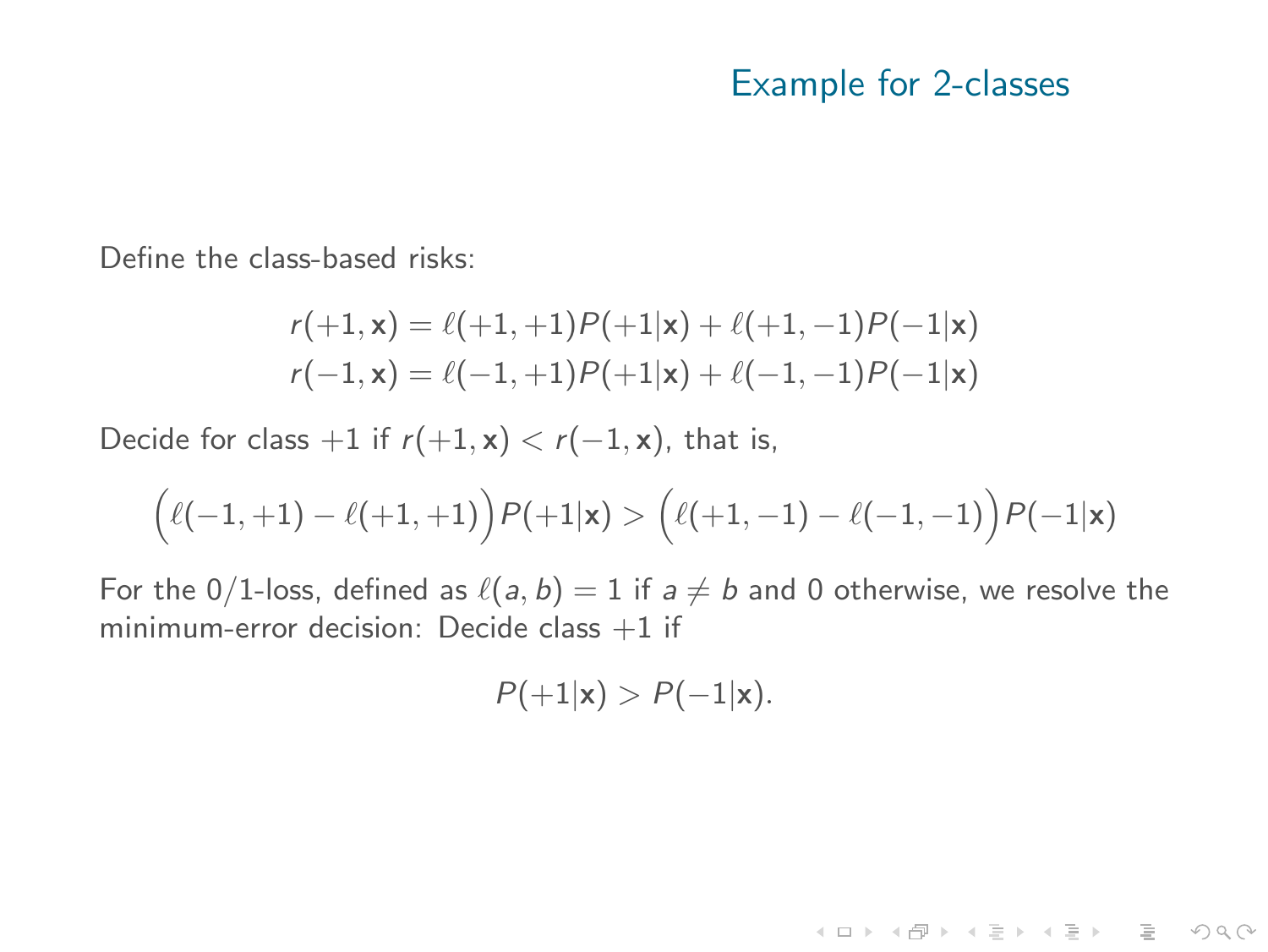# Example for 2-classes

Define the class-based risks:

$$
\begin{aligned}
r(+1,\mathbf{x}) &= \ell(+1,+1)P(+1|\mathbf{x}) + \ell(+1,-1)P(-1|\mathbf{x}) \\
r(-1,\mathbf{x}) &= \ell(-1,+1)P(+1|\mathbf{x}) + \ell(-1,-1)P(-1|\mathbf{x})
\end{aligned}
$$

Decide for class $+1$ if $r(+1,\mathbf{x}) < r(-1,\mathbf{x})$, that is,

$$
\Big(\ell(-1,+1) - \ell(+1,+1)\Big)P(+1|\mathbf{x}) > \Big(\ell(+1,-1) - \ell(-1,-1)\Big)P(-1|\mathbf{x})
$$

For the 0/1-loss, defined as $\ell(a,b) = 1$ if $a \neq b$ and 0 otherwise, we resolve the minimum-error decision: Decide class $+1$ if

$$
P(+1|\mathbf{x}) > P(-1|\mathbf{x}).
$$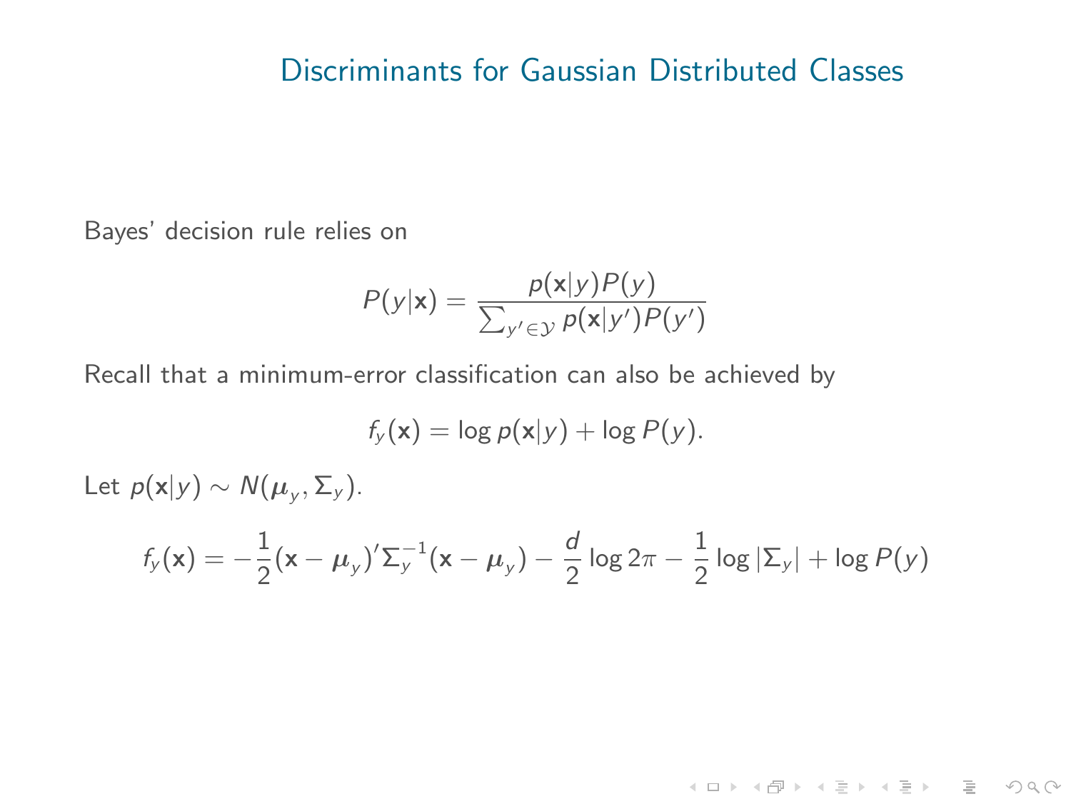# Discriminants for Gaussian Distributed Classes

Bayes' decision rule relies on

$$P(y|\mathbf{x}) = \frac{p(\mathbf{x}|y)P(y)}{\sum_{y' \in \mathcal{Y}} p(\mathbf{x}|y')P(y')}$$

Recall that a minimum-error classification can also be achieved by

$$f_y(\mathbf{x}) = \log p(\mathbf{x}|y) + \log P(y).$$

Let $p(\mathbf{x}|y) \sim N(\boldsymbol{\mu}_y, \Sigma_y)$.

$$f_y(\mathbf{x}) = -\frac{1}{2}(\mathbf{x} - \boldsymbol{\mu}_y)' \Sigma_y^{-1} (\mathbf{x} - \boldsymbol{\mu}_y) - \frac{d}{2} \log 2\pi - \frac{1}{2} \log |\Sigma_y| + \log P(y)$$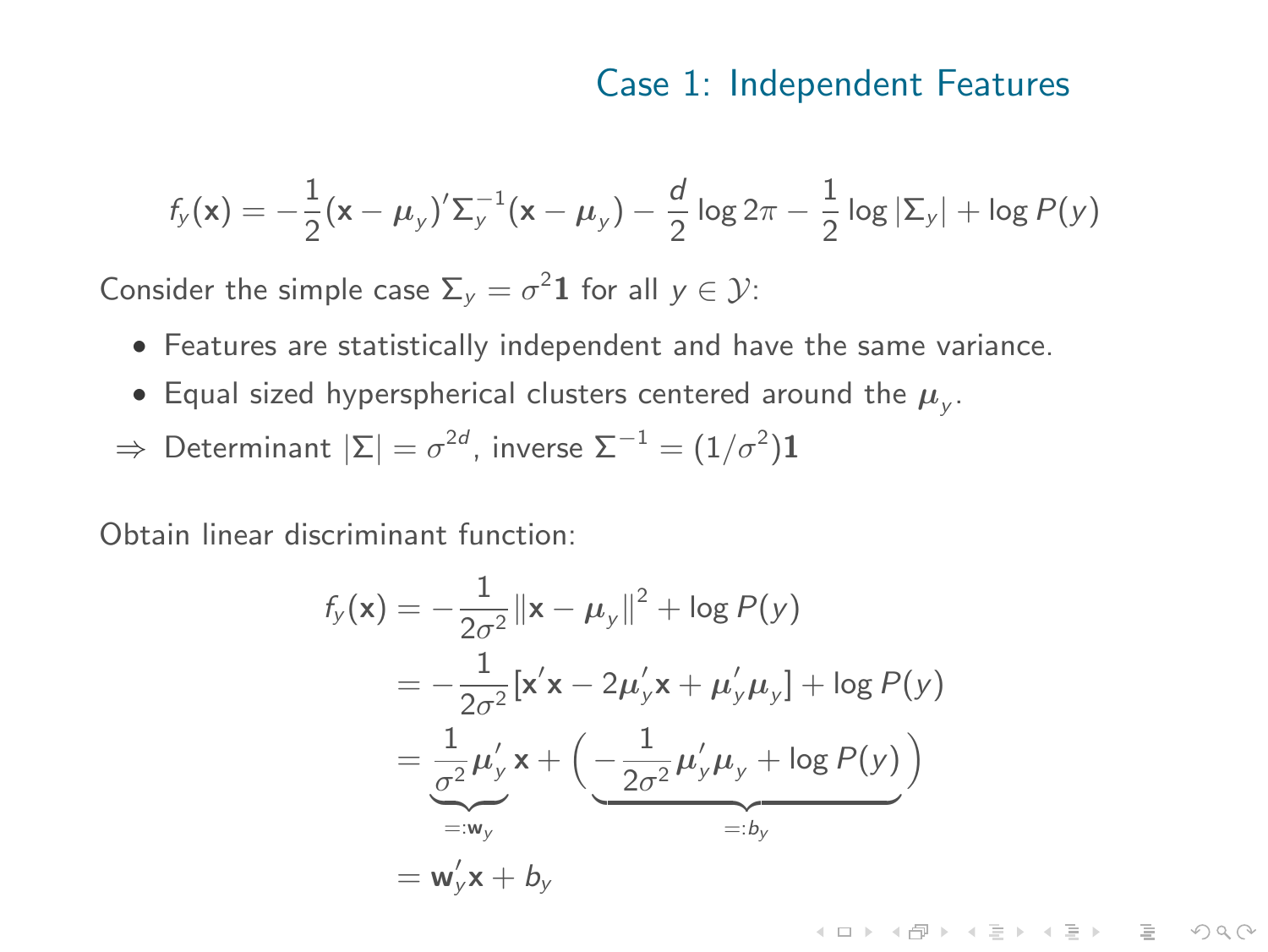## Case 1: Independent Features

$$f_y(\mathbf{x}) = -\frac{1}{2}(\mathbf{x} - \boldsymbol{\mu}_y)'\Sigma_y^{-1}(\mathbf{x} - \boldsymbol{\mu}_y) - \frac{d}{2}\log 2\pi - \frac{1}{2}\log|\Sigma_y| + \log P(y)$$

Consider the simple case $\Sigma_y = \sigma^2 \mathbf{1}$ for all $y \in \mathcal{Y}$:

- Features are statistically independent and have the same variance.
- Equal sized hyperspherical clusters centered around the $\boldsymbol{\mu}_y$.

$\Rightarrow$ Determinant $|\Sigma| = \sigma^{2d}$, inverse $\Sigma^{-1} = (1/\sigma^2)\mathbf{1}$

Obtain linear discriminant function:

$$\begin{aligned}
f_y(\mathbf{x}) &= -\frac{1}{2\sigma^2}\|\mathbf{x} - \boldsymbol{\mu}_y\|^2 + \log P(y) \\
&= -\frac{1}{2\sigma^2}[\mathbf{x}'\mathbf{x} - 2\boldsymbol{\mu}_y'\mathbf{x} + \boldsymbol{\mu}_y'\boldsymbol{\mu}_y] + \log P(y) \\
&= \underbrace{\frac{1}{\sigma^2}\boldsymbol{\mu}_y'}_{=:\mathbf{w}_y}\mathbf{x} + \underbrace{\left(-\frac{1}{2\sigma^2}\boldsymbol{\mu}_y'\boldsymbol{\mu}_y + \log P(y)\right)}_{=:b_y} \\
&= \mathbf{w}_y'\mathbf{x} + b_y
\end{aligned}$$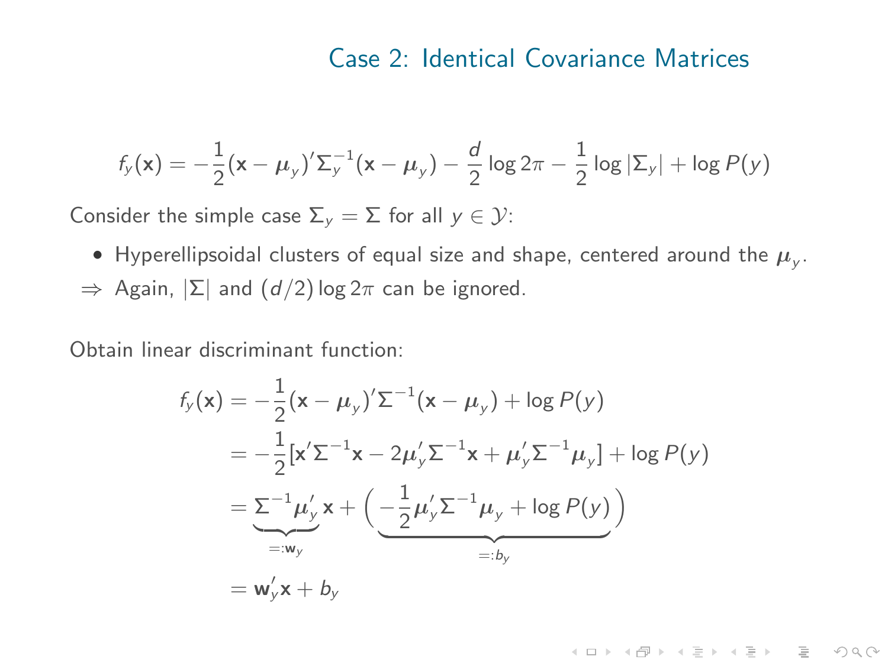## Case 2: Identical Covariance Matrices

$$f_y(\mathbf{x}) = -\frac{1}{2}(\mathbf{x} - \boldsymbol{\mu}_y)'\Sigma_y^{-1}(\mathbf{x} - \boldsymbol{\mu}_y) - \frac{d}{2}\log 2\pi - \frac{1}{2}\log|\Sigma_y| + \log P(y)$$

Consider the simple case $\Sigma_y = \Sigma$ for all $y \in \mathcal{Y}$:

- Hyperellipsoidal clusters of equal size and shape, centered around the $\boldsymbol{\mu}_y$.

$\Rightarrow$ Again, $|\Sigma|$ and $(d/2)\log 2\pi$ can be ignored.

Obtain linear discriminant function:

$$\begin{aligned}
f_y(\mathbf{x}) &= -\frac{1}{2}(\mathbf{x} - \boldsymbol{\mu}_y)'\Sigma^{-1}(\mathbf{x} - \boldsymbol{\mu}_y) + \log P(y) \\
&= -\frac{1}{2}[\mathbf{x}'\Sigma^{-1}\mathbf{x} - 2\boldsymbol{\mu}_y'\Sigma^{-1}\mathbf{x} + \boldsymbol{\mu}_y'\Sigma^{-1}\boldsymbol{\mu}_y] + \log P(y) \\
&= \underbrace{\Sigma^{-1}\boldsymbol{\mu}_y'}_{=:\mathbf{w}_y}\mathbf{x} + \underbrace{\left(-\frac{1}{2}\boldsymbol{\mu}_y'\Sigma^{-1}\boldsymbol{\mu}_y + \log P(y)\right)}_{=:b_y} \\
&= \mathbf{w}_y'\mathbf{x} + b_y
\end{aligned}$$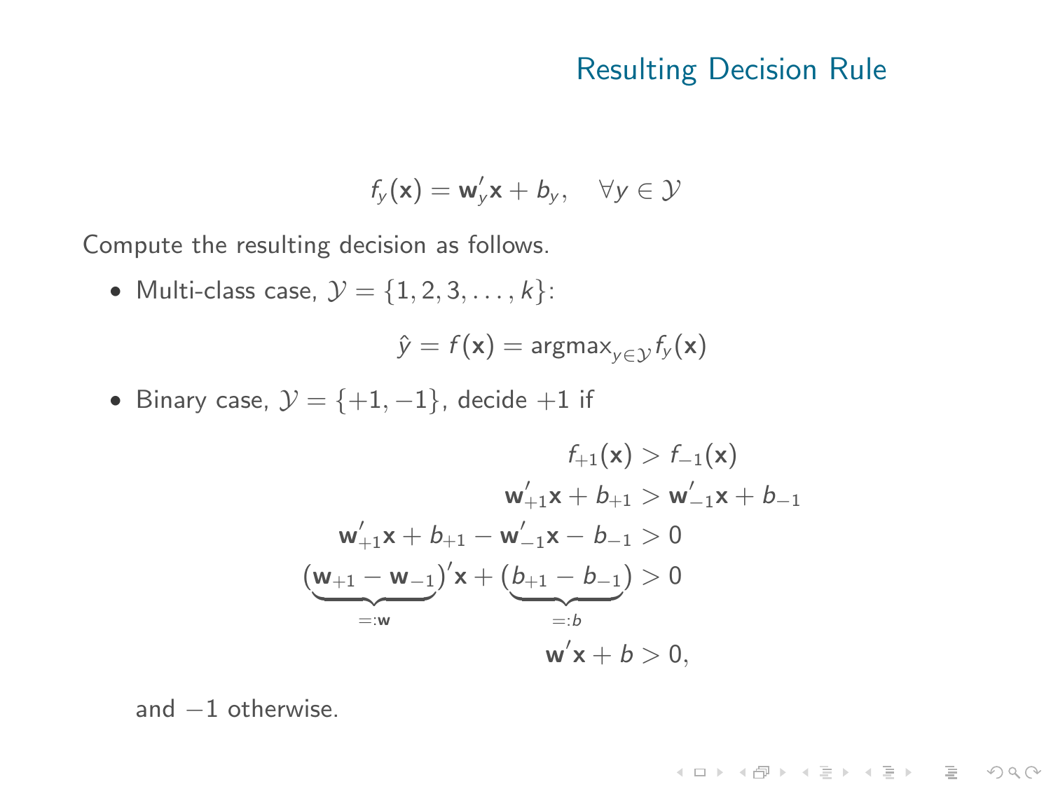## Resulting Decision Rule

$$f_y(\mathbf{x}) = \mathbf{w}_y'\mathbf{x} + b_y, \quad \forall y \in \mathcal{Y}$$

Compute the resulting decision as follows.

- Multi-class case, $\mathcal{Y} = \{1, 2, 3, \ldots, k\}$:

$$\hat{y} = f(\mathbf{x}) = \text{argmax}_{y \in \mathcal{Y}} f_y(\mathbf{x})$$

- Binary case, $\mathcal{Y} = \{+1, -1\}$, decide $+1$ if

$$\begin{aligned}
f_{+1}(\mathbf{x}) &> f_{-1}(\mathbf{x}) \\
\mathbf{w}_{+1}'\mathbf{x} + b_{+1} &> \mathbf{w}_{-1}'\mathbf{x} + b_{-1} \\
\mathbf{w}_{+1}'\mathbf{x} + b_{+1} - \mathbf{w}_{-1}'\mathbf{x} - b_{-1} &> 0 \\
\underbrace{(\mathbf{w}_{+1} - \mathbf{w}_{-1})}_{=:\mathbf{w}}{}'\mathbf{x} + \underbrace{(b_{+1} - b_{-1})}_{=:b} &> 0 \\
\mathbf{w}'\mathbf{x} + b &> 0,
\end{aligned}$$

  and $-1$ otherwise.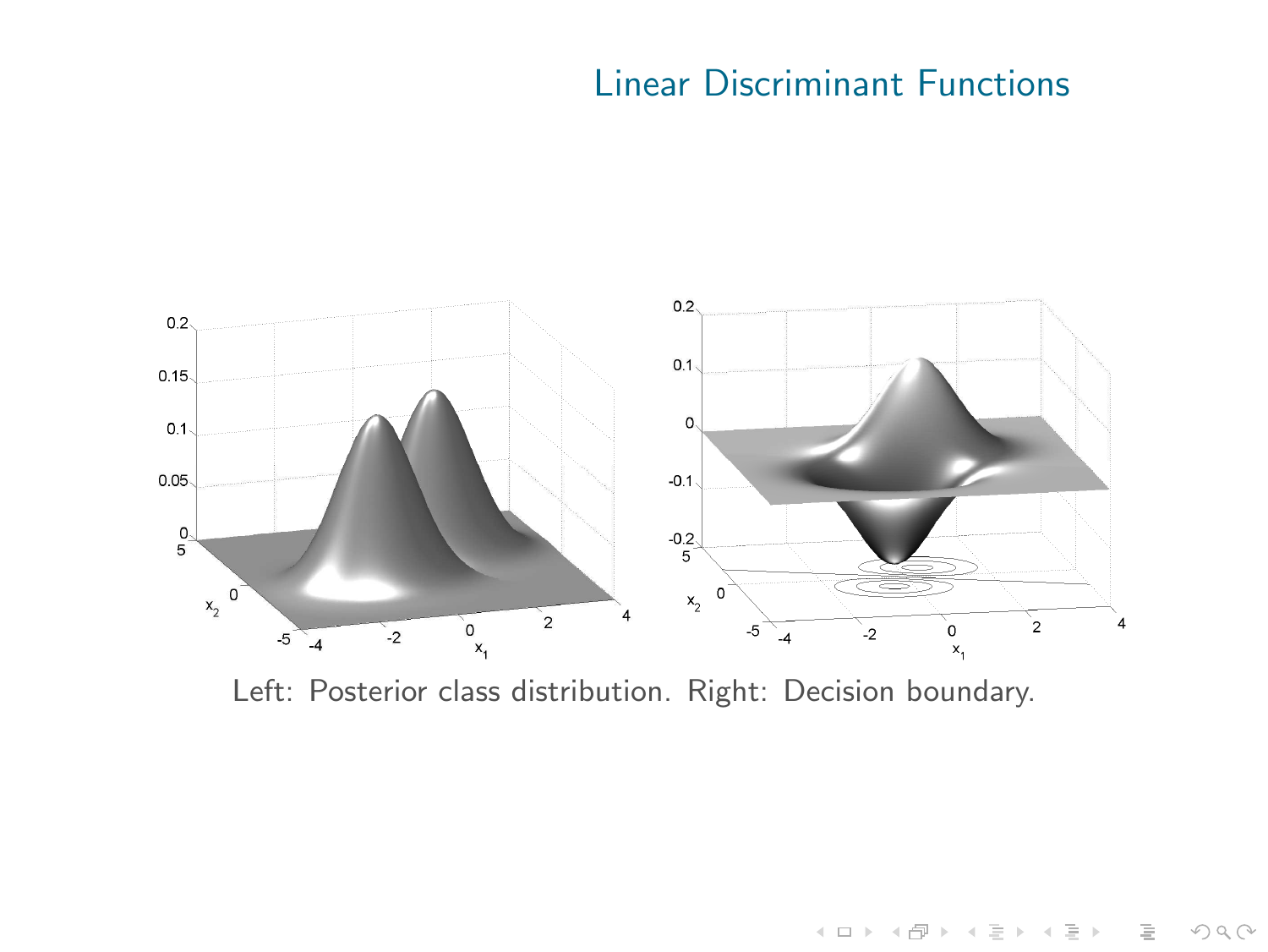# Linear Discriminant Functions

Left: Posterior class distribution. Right: Decision boundary.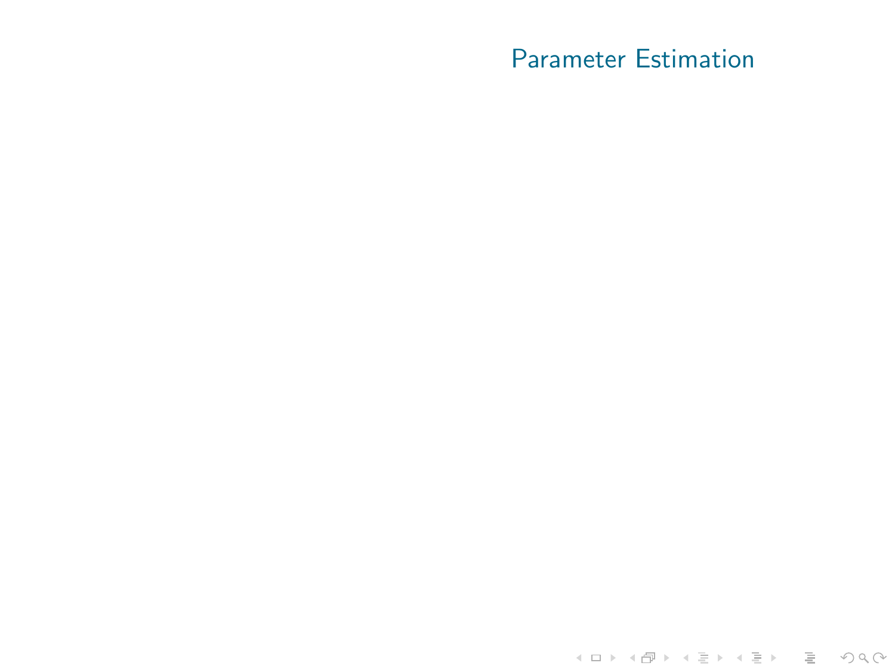# Parameter Estimation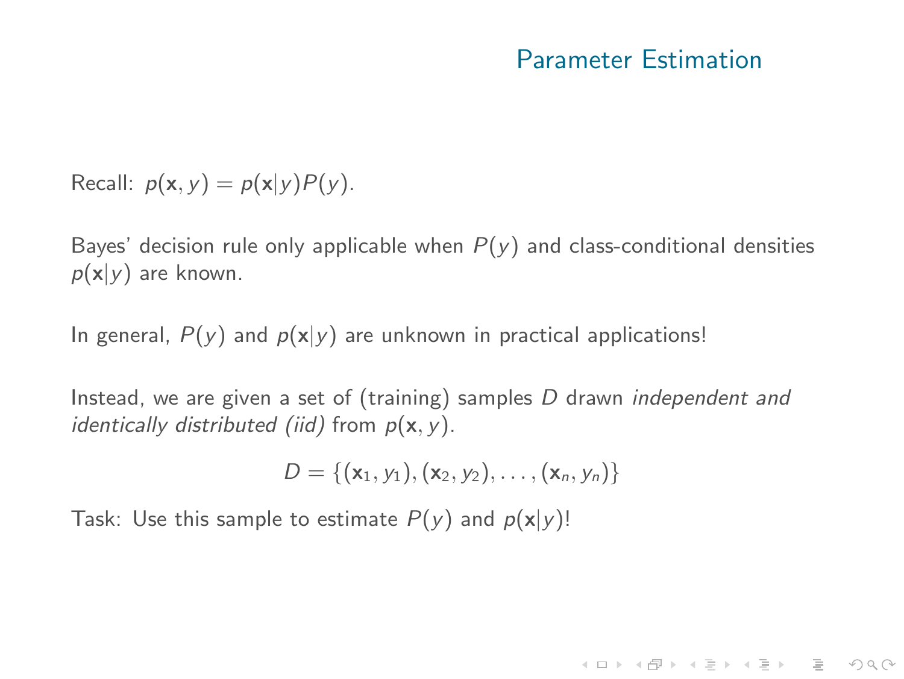## Parameter Estimation

Recall: $p(\mathbf{x}, y) = p(\mathbf{x}|y)P(y)$.

Bayes' decision rule only applicable when $P(y)$ and class-conditional densities $p(\mathbf{x}|y)$ are known.

In general, $P(y)$ and $p(\mathbf{x}|y)$ are unknown in practical applications!

Instead, we are given a set of (training) samples $D$ drawn *independent and identically distributed (iid)* from $p(\mathbf{x}, y)$.

$$D = \{(\mathbf{x}_1, y_1), (\mathbf{x}_2, y_2), \ldots, (\mathbf{x}_n, y_n)\}$$

Task: Use this sample to estimate $P(y)$ and $p(\mathbf{x}|y)$!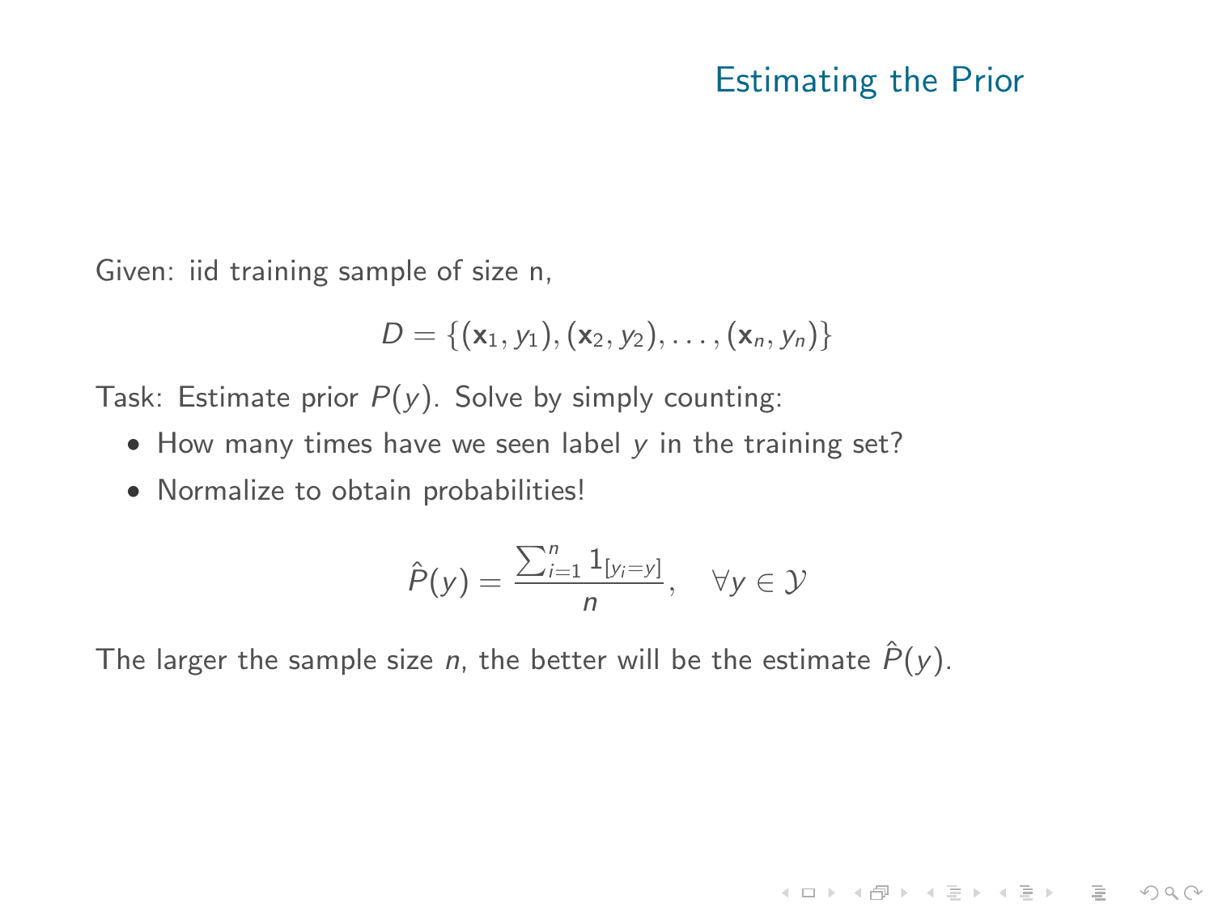## Estimating the Prior

Given: iid training sample of size n,

$$D = \{(\mathbf{x}_1, y_1), (\mathbf{x}_2, y_2), \ldots, (\mathbf{x}_n, y_n)\}$$

Task: Estimate prior $P(y)$. Solve by simply counting:

- How many times have we seen label $y$ in the training set?
- Normalize to obtain probabilities!

$$\hat{P}(y) = \frac{\sum_{i=1}^{n} 1_{[y_i = y]}}{n}, \quad \forall y \in \mathcal{Y}$$

The larger the sample size $n$, the better will be the estimate $\hat{P}(y)$.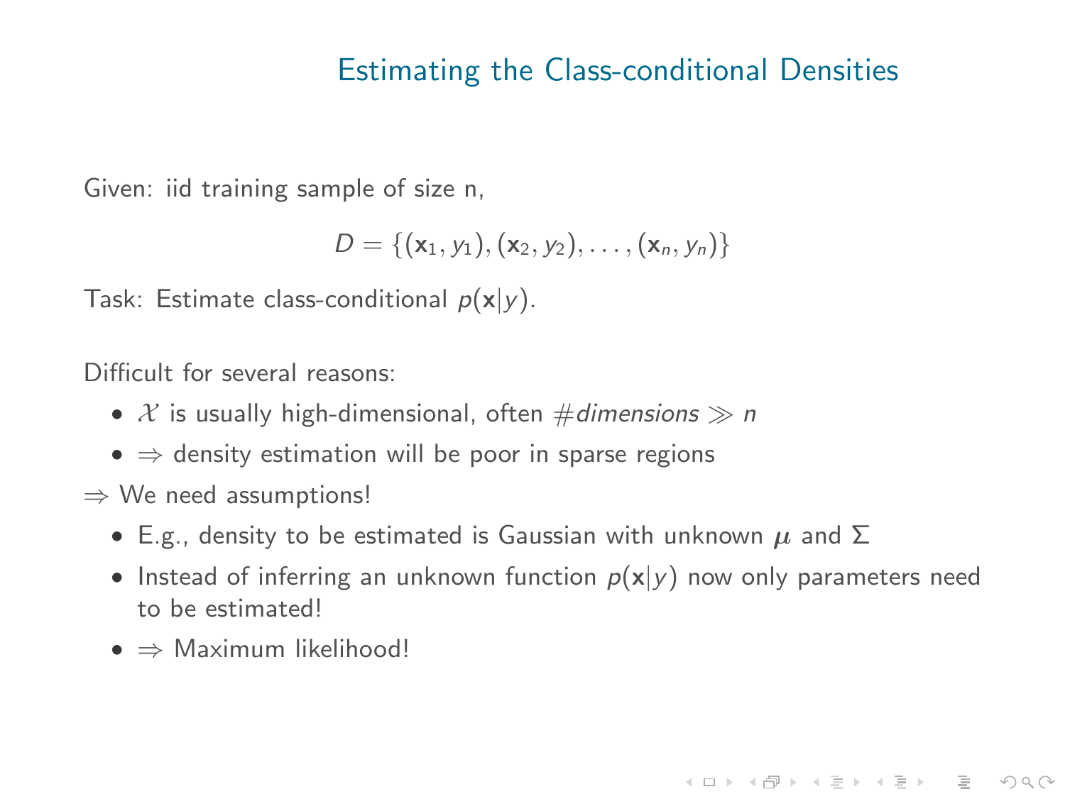# Estimating the Class-conditional Densities

Given: iid training sample of size n,

$$D = \{(\mathbf{x}_1, y_1), (\mathbf{x}_2, y_2), \ldots, (\mathbf{x}_n, y_n)\}$$

Task: Estimate class-conditional $p(\mathbf{x}|y)$.

Difficult for several reasons:

- $\mathcal{X}$ is usually high-dimensional, often $\#\textit{dimensions} \gg n$
- $\Rightarrow$ density estimation will be poor in sparse regions

$\Rightarrow$ We need assumptions!

- E.g., density to be estimated is Gaussian with unknown $\boldsymbol{\mu}$ and $\Sigma$
- Instead of inferring an unknown function $p(\mathbf{x}|y)$ now only parameters need to be estimated!
- $\Rightarrow$ Maximum likelihood!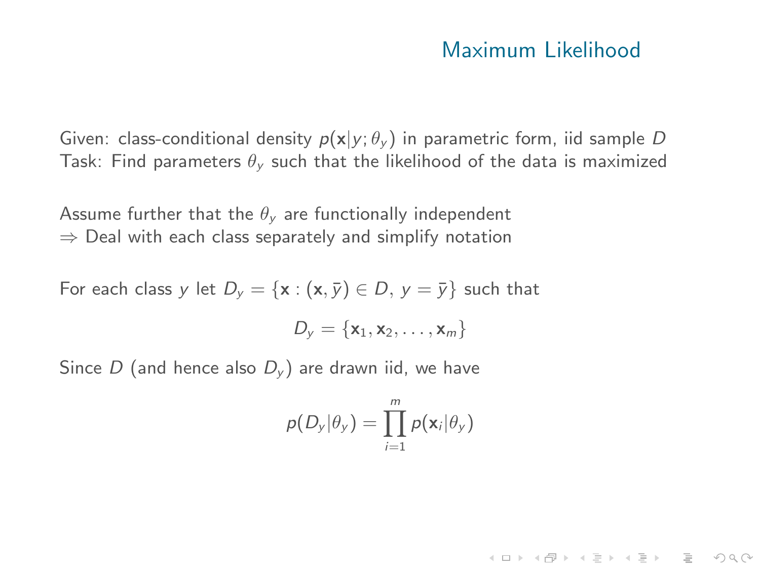# Maximum Likelihood

Given: class-conditional density $p(\mathbf{x}|y;\theta_y)$ in parametric form, iid sample $D$
Task: Find parameters $\theta_y$ such that the likelihood of the data is maximized

Assume further that the $\theta_y$ are functionally independent
$\Rightarrow$ Deal with each class separately and simplify notation

For each class $y$ let $D_y = \{\mathbf{x} : (\mathbf{x}, \bar{y}) \in D,\ y = \bar{y}\}$ such that

$$D_y = \{\mathbf{x}_1, \mathbf{x}_2, \ldots, \mathbf{x}_m\}$$

Since $D$ (and hence also $D_y$) are drawn iid, we have

$$p(D_y|\theta_y) = \prod_{i=1}^{m} p(\mathbf{x}_i|\theta_y)$$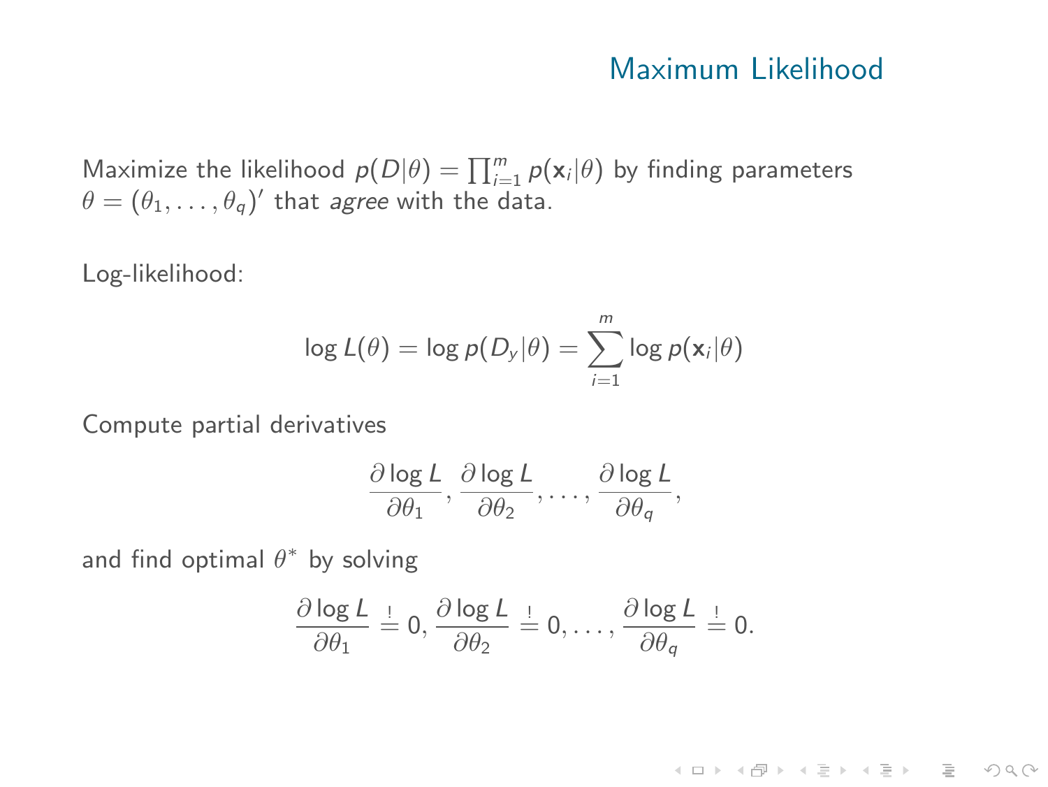## Maximum Likelihood

Maximize the likelihood $p(D|\theta) = \prod_{i=1}^{m} p(\mathbf{x}_i|\theta)$ by finding parameters $\theta = (\theta_1, \ldots, \theta_q)'$ that *agree* with the data.

Log-likelihood:

$$\log L(\theta) = \log p(D_y|\theta) = \sum_{i=1}^{m} \log p(\mathbf{x}_i|\theta)$$

Compute partial derivatives

$$\frac{\partial \log L}{\partial \theta_1}, \frac{\partial \log L}{\partial \theta_2}, \ldots, \frac{\partial \log L}{\partial \theta_q},$$

and find optimal $\theta^*$ by solving

$$\frac{\partial \log L}{\partial \theta_1} \stackrel{!}{=} 0, \frac{\partial \log L}{\partial \theta_2} \stackrel{!}{=} 0, \ldots, \frac{\partial \log L}{\partial \theta_q} \stackrel{!}{=} 0.$$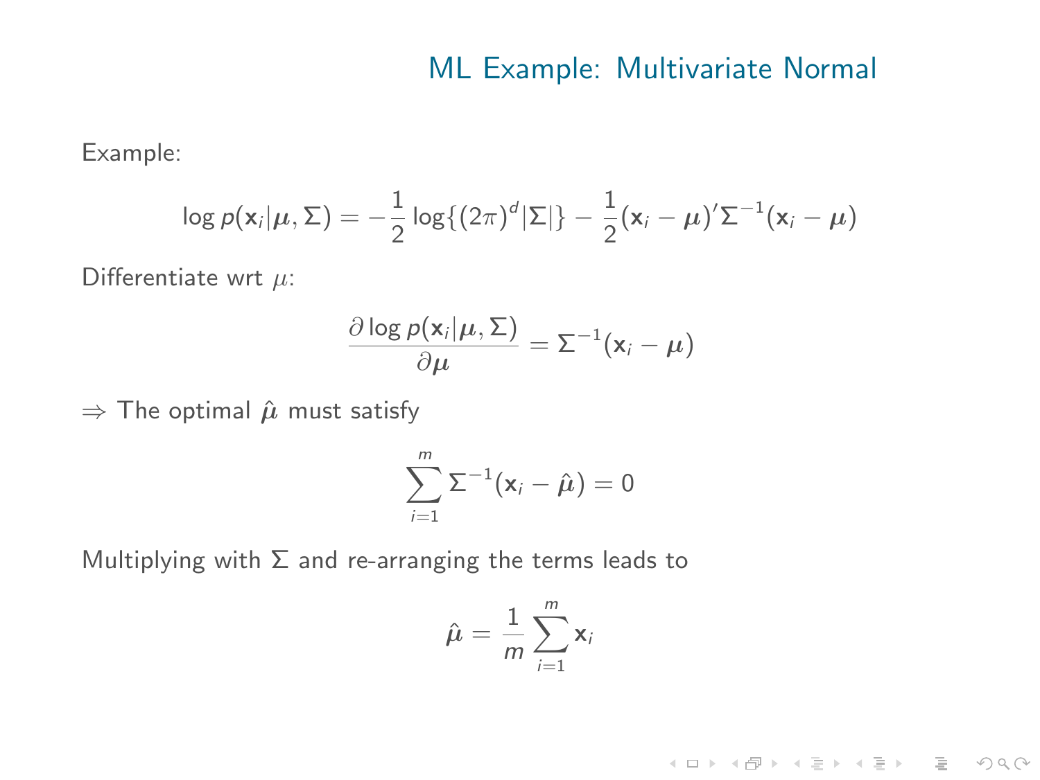# ML Example: Multivariate Normal

Example:

$$\log p(\mathbf{x}_i|\boldsymbol{\mu}, \Sigma) = -\frac{1}{2}\log\{(2\pi)^d|\Sigma|\} - \frac{1}{2}(\mathbf{x}_i - \boldsymbol{\mu})'\Sigma^{-1}(\mathbf{x}_i - \boldsymbol{\mu})$$

Differentiate wrt $\mu$:

$$\frac{\partial \log p(\mathbf{x}_i|\boldsymbol{\mu}, \Sigma)}{\partial \boldsymbol{\mu}} = \Sigma^{-1}(\mathbf{x}_i - \boldsymbol{\mu})$$

$\Rightarrow$ The optimal $\hat{\boldsymbol{\mu}}$ must satisfy

$$\sum_{i=1}^{m} \Sigma^{-1}(\mathbf{x}_i - \hat{\boldsymbol{\mu}}) = 0$$

Multiplying with $\Sigma$ and re-arranging the terms leads to

$$\hat{\boldsymbol{\mu}} = \frac{1}{m}\sum_{i=1}^{m} \mathbf{x}_i$$